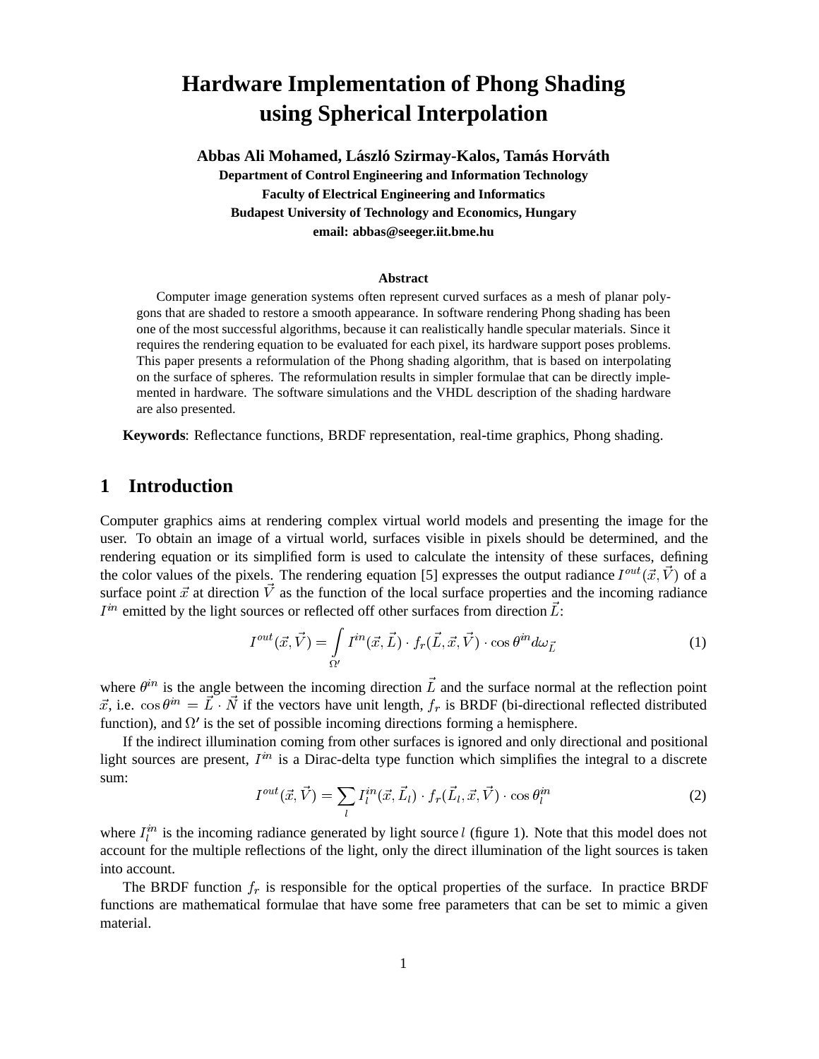# Hardware Implementation of Phong Shading using Spherical Interpolation

**Abbas Ali Mohamed, László Szirmay-Kalos, Tamás Horváth**
**Department of Control Engineering and Information Technology**
**Faculty of Electrical Engineering and Informatics**
**Budapest University of Technology and Economics, Hungary**
**email: abbas@seeger.iit.bme.hu**

### Abstract

Computer image generation systems often represent curved surfaces as a mesh of planar polygons that are shaded to restore a smooth appearance. In software rendering Phong shading has been one of the most successful algorithms, because it can realistically handle specular materials. Since it requires the rendering equation to be evaluated for each pixel, its hardware support poses problems. This paper presents a reformulation of the Phong shading algorithm, that is based on interpolating on the surface of spheres. The reformulation results in simpler formulae that can be directly implemented in hardware. The software simulations and the VHDL description of the shading hardware are also presented.

**Keywords**: Reflectance functions, BRDF representation, real-time graphics, Phong shading.

## 1 Introduction

Computer graphics aims at rendering complex virtual world models and presenting the image for the user. To obtain an image of a virtual world, surfaces visible in pixels should be determined, and the rendering equation or its simplified form is used to calculate the intensity of these surfaces, defining the color values of the pixels. The rendering equation [5] expresses the output radiance $I^{out}(\vec{x}, \vec{V})$ of a surface point $\vec{x}$ at direction $\vec{V}$ as the function of the local surface properties and the incoming radiance $I^{in}$ emitted by the light sources or reflected off other surfaces from direction $\vec{L}$:

$$I^{out}(\vec{x}, \vec{V}) = \int_{\Omega'} I^{in}(\vec{x}, \vec{L}) \cdot f_r(\vec{L}, \vec{x}, \vec{V}) \cdot \cos\theta^{in} d\omega_{\vec{L}} \tag{1}$$

where $\theta^{in}$ is the angle between the incoming direction $\vec{L}$ and the surface normal at the reflection point $\vec{x}$, i.e. $\cos\theta^{in} = \vec{L} \cdot \vec{N}$ if the vectors have unit length, $f_r$ is BRDF (bi-directional reflected distributed function), and $\Omega'$ is the set of possible incoming directions forming a hemisphere.

If the indirect illumination coming from other surfaces is ignored and only directional and positional light sources are present, $I^{in}$ is a Dirac-delta type function which simplifies the integral to a discrete sum:

$$I^{out}(\vec{x}, \vec{V}) = \sum_{l} I_l^{in}(\vec{x}, \vec{L}_l) \cdot f_r(\vec{L}_l, \vec{x}, \vec{V}) \cdot \cos\theta_l^{in} \tag{2}$$

where $I_l^{in}$ is the incoming radiance generated by light source $l$ (figure 1). Note that this model does not account for the multiple reflections of the light, only the direct illumination of the light sources is taken into account.

The BRDF function $f_r$ is responsible for the optical properties of the surface. In practice BRDF functions are mathematical formulae that have some free parameters that can be set to mimic a given material.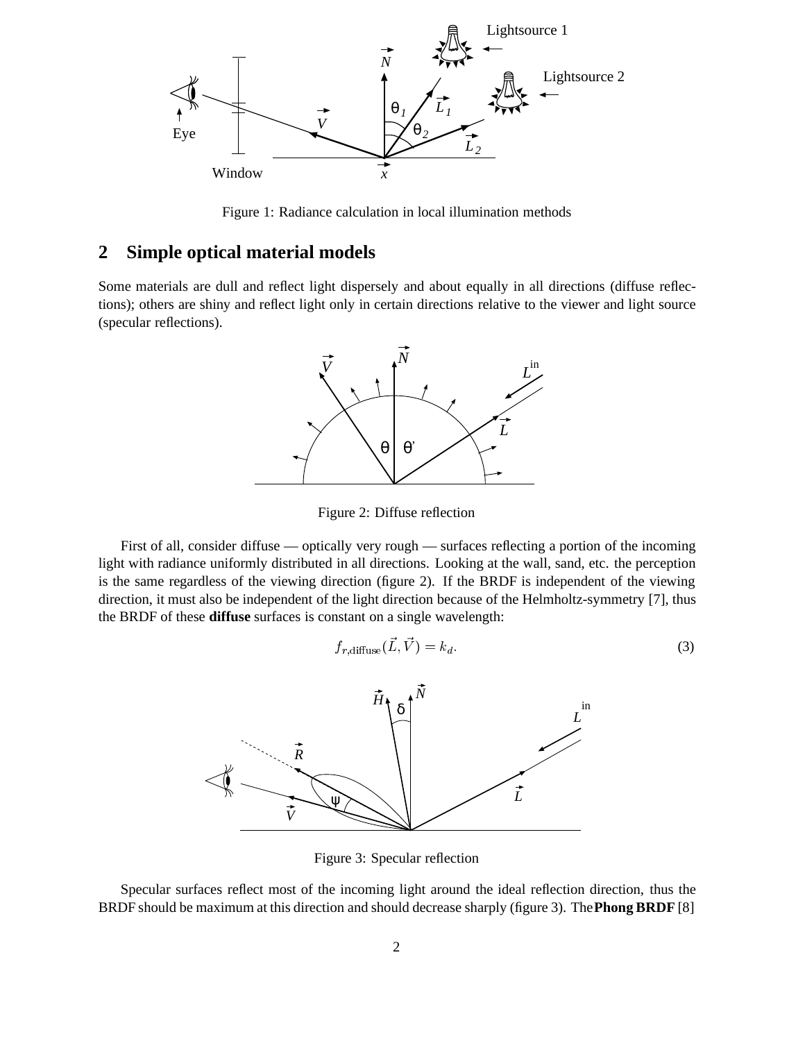Figure 1: Radiance calculation in local illumination methods

## 2 Simple optical material models

Some materials are dull and reflect light dispersely and about equally in all directions (diffuse reflections); others are shiny and reflect light only in certain directions relative to the viewer and light source (specular reflections).

Figure 2: Diffuse reflection

First of all, consider diffuse — optically very rough — surfaces reflecting a portion of the incoming light with radiance uniformly distributed in all directions. Looking at the wall, sand, etc. the perception is the same regardless of the viewing direction (figure 2). If the BRDF is independent of the viewing direction, it must also be independent of the light direction because of the Helmholtz-symmetry [7], thus the BRDF of these **diffuse** surfaces is constant on a single wavelength:

$$f_{r,\text{diffuse}}(\vec{L}, \vec{V}) = k_d. \tag{3}$$

Figure 3: Specular reflection

Specular surfaces reflect most of the incoming light around the ideal reflection direction, thus the BRDF should be maximum at this direction and should decrease sharply (figure 3). The **Phong BRDF** [8]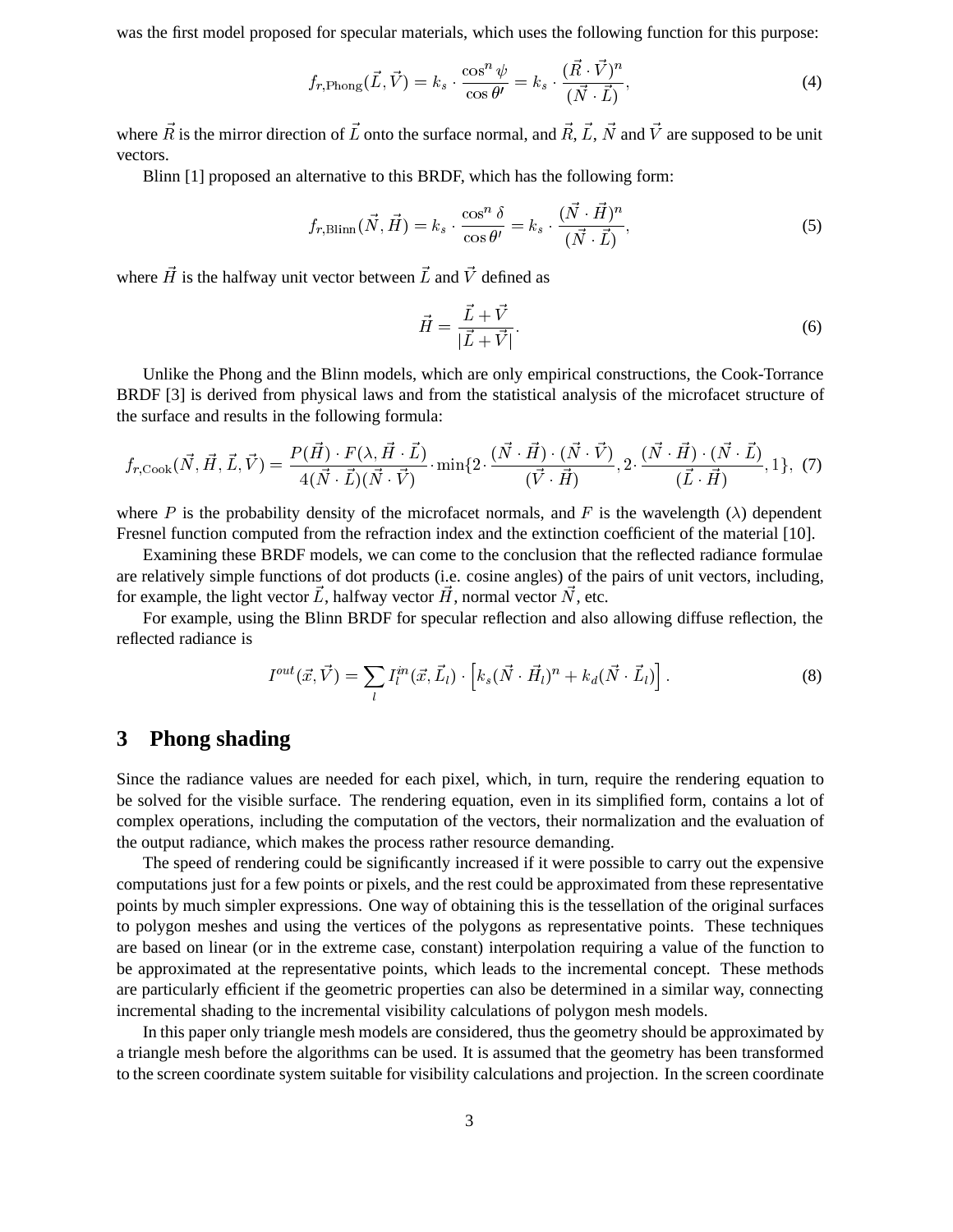was the first model proposed for specular materials, which uses the following function for this purpose:

$$f_{r,\text{Phong}}(\vec{L}, \vec{V}) = k_s \cdot \frac{\cos^n \psi}{\cos \theta'} = k_s \cdot \frac{(\vec{R} \cdot \vec{V})^n}{(\vec{N} \cdot \vec{L})}, \tag{4}$$

where $\vec{R}$ is the mirror direction of $\vec{L}$ onto the surface normal, and $\vec{R}$, $\vec{L}$, $\vec{N}$ and $\vec{V}$ are supposed to be unit vectors.

Blinn [1] proposed an alternative to this BRDF, which has the following form:

$$f_{r,\text{Blinn}}(\vec{N}, \vec{H}) = k_s \cdot \frac{\cos^n \delta}{\cos \theta'} = k_s \cdot \frac{(\vec{N} \cdot \vec{H})^n}{(\vec{N} \cdot \vec{L})}, \tag{5}$$

where $\vec{H}$ is the halfway unit vector between $\vec{L}$ and $\vec{V}$ defined as

$$\vec{H} = \frac{\vec{L} + \vec{V}}{|\vec{L} + \vec{V}|}. \tag{6}$$

Unlike the Phong and the Blinn models, which are only empirical constructions, the Cook-Torrance BRDF [3] is derived from physical laws and from the statistical analysis of the microfacet structure of the surface and results in the following formula:

$$f_{r,\text{Cook}}(\vec{N}, \vec{H}, \vec{L}, \vec{V}) = \frac{P(\vec{H}) \cdot F(\lambda, \vec{H} \cdot \vec{L})}{4(\vec{N} \cdot \vec{L})(\vec{N} \cdot \vec{V})} \cdot \min\{2 \cdot \frac{(\vec{N} \cdot \vec{H}) \cdot (\vec{N} \cdot \vec{V})}{(\vec{V} \cdot \vec{H})}, 2 \cdot \frac{(\vec{N} \cdot \vec{H}) \cdot (\vec{N} \cdot \vec{L})}{(\vec{L} \cdot \vec{H})}, 1\}, \tag{7}$$

where $P$ is the probability density of the microfacet normals, and $F$ is the wavelength ($\lambda$) dependent Fresnel function computed from the refraction index and the extinction coefficient of the material [10].

Examining these BRDF models, we can come to the conclusion that the reflected radiance formulae are relatively simple functions of dot products (i.e. cosine angles) of the pairs of unit vectors, including, for example, the light vector $\vec{L}$, halfway vector $\vec{H}$, normal vector $\vec{N}$, etc.

For example, using the Blinn BRDF for specular reflection and also allowing diffuse reflection, the reflected radiance is

$$I^{out}(\vec{x}, \vec{V}) = \sum_l I_l^{in}(\vec{x}, \vec{L}_l) \cdot \left[ k_s(\vec{N} \cdot \vec{H}_l)^n + k_d(\vec{N} \cdot \vec{L}_l) \right]. \tag{8}$$

## 3 Phong shading

Since the radiance values are needed for each pixel, which, in turn, require the rendering equation to be solved for the visible surface. The rendering equation, even in its simplified form, contains a lot of complex operations, including the computation of the vectors, their normalization and the evaluation of the output radiance, which makes the process rather resource demanding.

The speed of rendering could be significantly increased if it were possible to carry out the expensive computations just for a few points or pixels, and the rest could be approximated from these representative points by much simpler expressions. One way of obtaining this is the tessellation of the original surfaces to polygon meshes and using the vertices of the polygons as representative points. These techniques are based on linear (or in the extreme case, constant) interpolation requiring a value of the function to be approximated at the representative points, which leads to the incremental concept. These methods are particularly efficient if the geometric properties can also be determined in a similar way, connecting incremental shading to the incremental visibility calculations of polygon mesh models.

In this paper only triangle mesh models are considered, thus the geometry should be approximated by a triangle mesh before the algorithms can be used. It is assumed that the geometry has been transformed to the screen coordinate system suitable for visibility calculations and projection. In the screen coordinate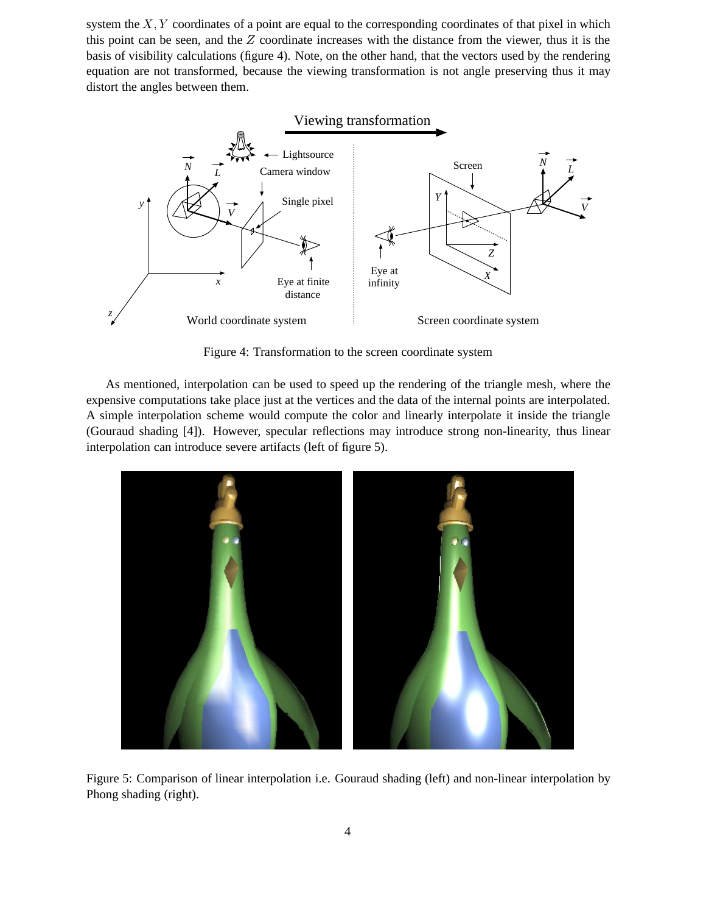system the $X, Y$ coordinates of a point are equal to the corresponding coordinates of that pixel in which this point can be seen, and the $Z$ coordinate increases with the distance from the viewer, thus it is the basis of visibility calculations (figure 4). Note, on the other hand, that the vectors used by the rendering equation are not transformed, because the viewing transformation is not angle preserving thus it may distort the angles between them.

Figure 4: Transformation to the screen coordinate system

As mentioned, interpolation can be used to speed up the rendering of the triangle mesh, where the expensive computations take place just at the vertices and the data of the internal points are interpolated. A simple interpolation scheme would compute the color and linearly interpolate it inside the triangle (Gouraud shading [4]). However, specular reflections may introduce strong non-linearity, thus linear interpolation can introduce severe artifacts (left of figure 5).

Figure 5: Comparison of linear interpolation i.e. Gouraud shading (left) and non-linear interpolation by Phong shading (right).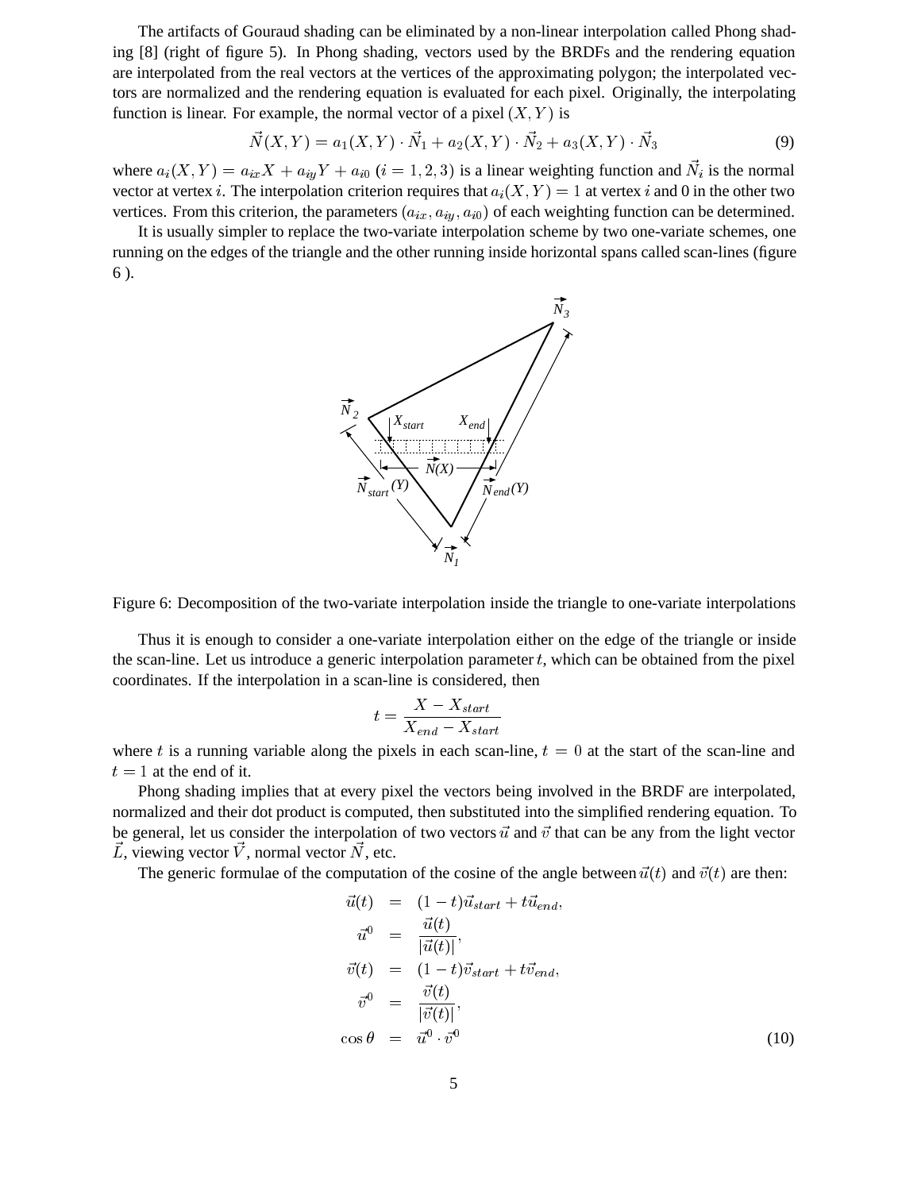The artifacts of Gouraud shading can be eliminated by a non-linear interpolation called Phong shading [8] (right of figure 5). In Phong shading, vectors used by the BRDFs and the rendering equation are interpolated from the real vectors at the vertices of the approximating polygon; the interpolated vectors are normalized and the rendering equation is evaluated for each pixel. Originally, the interpolating function is linear. For example, the normal vector of a pixel $(X, Y)$ is

$$\vec{N}(X,Y) = a_1(X,Y) \cdot \vec{N}_1 + a_2(X,Y) \cdot \vec{N}_2 + a_3(X,Y) \cdot \vec{N}_3 \tag{9}$$

where $a_i(X,Y) = a_{ix}X + a_{iy}Y + a_{i0}$ $(i = 1,2,3)$ is a linear weighting function and $\vec{N}_i$ is the normal vector at vertex $i$. The interpolation criterion requires that $a_i(X,Y) = 1$ at vertex $i$ and 0 in the other two vertices. From this criterion, the parameters $(a_{ix}, a_{iy}, a_{i0})$ of each weighting function can be determined.

It is usually simpler to replace the two-variate interpolation scheme by two one-variate schemes, one running on the edges of the triangle and the other running inside horizontal spans called scan-lines (figure 6 ).

Figure 6: Decomposition of the two-variate interpolation inside the triangle to one-variate interpolations

Thus it is enough to consider a one-variate interpolation either on the edge of the triangle or inside the scan-line. Let us introduce a generic interpolation parameter $t$, which can be obtained from the pixel coordinates. If the interpolation in a scan-line is considered, then

$$t = \frac{X - X_{start}}{X_{end} - X_{start}}$$

where $t$ is a running variable along the pixels in each scan-line, $t = 0$ at the start of the scan-line and $t = 1$ at the end of it.

Phong shading implies that at every pixel the vectors being involved in the BRDF are interpolated, normalized and their dot product is computed, then substituted into the simplified rendering equation. To be general, let us consider the interpolation of two vectors $\vec{u}$ and $\vec{v}$ that can be any from the light vector $\vec{L}$, viewing vector $\vec{V}$, normal vector $\vec{N}$, etc.

The generic formulae of the computation of the cosine of the angle between $\vec{u}(t)$ and $\vec{v}(t)$ are then:

$$
\begin{aligned}
\vec{u}(t) &= (1-t)\vec{u}_{start} + t\vec{u}_{end}, \\
\vec{u}^0 &= \frac{\vec{u}(t)}{|\vec{u}(t)|}, \\
\vec{v}(t) &= (1-t)\vec{v}_{start} + t\vec{v}_{end}, \\
\vec{v}^0 &= \frac{\vec{v}(t)}{|\vec{v}(t)|}, \\
\cos\theta &= \vec{u}^0 \cdot \vec{v}^0
\end{aligned}
\tag{10}
$$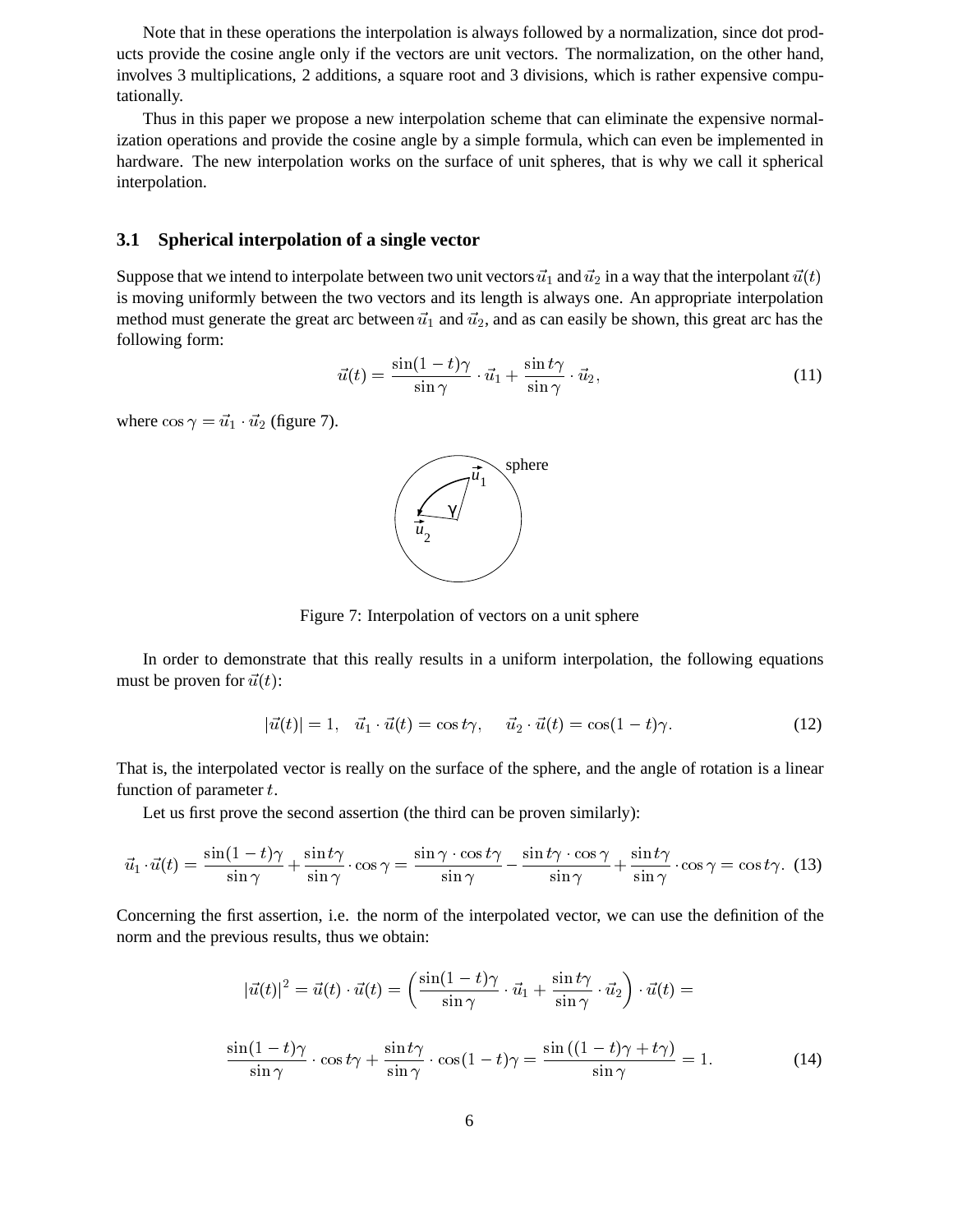Note that in these operations the interpolation is always followed by a normalization, since dot products provide the cosine angle only if the vectors are unit vectors. The normalization, on the other hand, involves 3 multiplications, 2 additions, a square root and 3 divisions, which is rather expensive computationally.

Thus in this paper we propose a new interpolation scheme that can eliminate the expensive normalization operations and provide the cosine angle by a simple formula, which can even be implemented in hardware. The new interpolation works on the surface of unit spheres, that is why we call it spherical interpolation.

### 3.1 Spherical interpolation of a single vector

Suppose that we intend to interpolate between two unit vectors $\vec{u}_1$ and $\vec{u}_2$ in a way that the interpolant $\vec{u}(t)$ is moving uniformly between the two vectors and its length is always one. An appropriate interpolation method must generate the great arc between $\vec{u}_1$ and $\vec{u}_2$, and as can easily be shown, this great arc has the following form:

$$\vec{u}(t) = \frac{\sin(1-t)\gamma}{\sin\gamma} \cdot \vec{u}_1 + \frac{\sin t\gamma}{\sin\gamma} \cdot \vec{u}_2, \tag{11}$$

where $\cos\gamma = \vec{u}_1 \cdot \vec{u}_2$ (figure 7).

Figure 7: Interpolation of vectors on a unit sphere

In order to demonstrate that this really results in a uniform interpolation, the following equations must be proven for $\vec{u}(t)$:

$$|\vec{u}(t)| = 1, \quad \vec{u}_1 \cdot \vec{u}(t) = \cos t\gamma, \quad \vec{u}_2 \cdot \vec{u}(t) = \cos(1-t)\gamma. \tag{12}$$

That is, the interpolated vector is really on the surface of the sphere, and the angle of rotation is a linear function of parameter $t$.

Let us first prove the second assertion (the third can be proven similarly):

$$\vec{u}_1 \cdot \vec{u}(t) = \frac{\sin(1-t)\gamma}{\sin\gamma} + \frac{\sin t\gamma}{\sin\gamma} \cdot \cos\gamma = \frac{\sin\gamma \cdot \cos t\gamma}{\sin\gamma} - \frac{\sin t\gamma \cdot \cos\gamma}{\sin\gamma} + \frac{\sin t\gamma}{\sin\gamma} \cdot \cos\gamma = \cos t\gamma. \tag{13}$$

Concerning the first assertion, i.e. the norm of the interpolated vector, we can use the definition of the norm and the previous results, thus we obtain:

$$|\vec{u}(t)|^2 = \vec{u}(t) \cdot \vec{u}(t) = \left( \frac{\sin(1-t)\gamma}{\sin\gamma} \cdot \vec{u}_1 + \frac{\sin t\gamma}{\sin\gamma} \cdot \vec{u}_2 \right) \cdot \vec{u}(t) =$$

$$\frac{\sin(1-t)\gamma}{\sin\gamma} \cdot \cos t\gamma + \frac{\sin t\gamma}{\sin\gamma} \cdot \cos(1-t)\gamma = \frac{\sin\left((1-t)\gamma + t\gamma\right)}{\sin\gamma} = 1. \tag{14}$$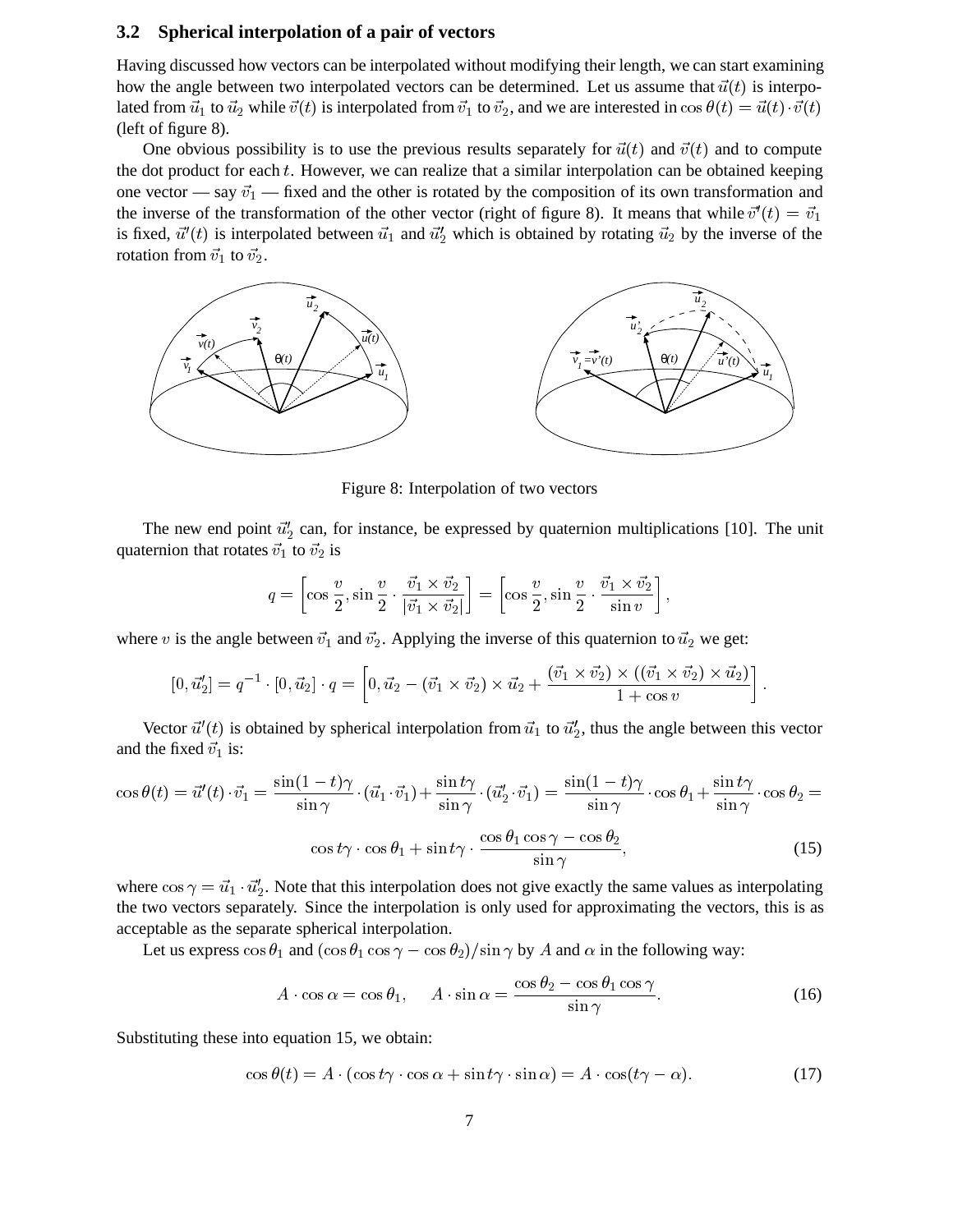### 3.2 Spherical interpolation of a pair of vectors

Having discussed how vectors can be interpolated without modifying their length, we can start examining how the angle between two interpolated vectors can be determined. Let us assume that $\vec{u}(t)$ is interpolated from $\vec{u}_1$ to $\vec{u}_2$ while $\vec{v}(t)$ is interpolated from $\vec{v}_1$ to $\vec{v}_2$, and we are interested in $\cos\theta(t) = \vec{u}(t)\cdot\vec{v}(t)$ (left of figure 8).

One obvious possibility is to use the previous results separately for $\vec{u}(t)$ and $\vec{v}(t)$ and to compute the dot product for each $t$. However, we can realize that a similar interpolation can be obtained keeping one vector — say $\vec{v}_1$ — fixed and the other is rotated by the composition of its own transformation and the inverse of the transformation of the other vector (right of figure 8). It means that while $\vec{v}'(t) = \vec{v}_1$ is fixed, $\vec{u}'(t)$ is interpolated between $\vec{u}_1$ and $\vec{u}_2'$ which is obtained by rotating $\vec{u}_2$ by the inverse of the rotation from $\vec{v}_1$ to $\vec{v}_2$.

Figure 8: Interpolation of two vectors

The new end point $\vec{u}_2'$ can, for instance, be expressed by quaternion multiplications [10]. The unit quaternion that rotates $\vec{v}_1$ to $\vec{v}_2$ is

$$q = \left[\cos\frac{v}{2}, \sin\frac{v}{2}\cdot\frac{\vec{v}_1\times\vec{v}_2}{|\vec{v}_1\times\vec{v}_2|}\right] = \left[\cos\frac{v}{2}, \sin\frac{v}{2}\cdot\frac{\vec{v}_1\times\vec{v}_2}{\sin v}\right],$$

where $v$ is the angle between $\vec{v}_1$ and $\vec{v}_2$. Applying the inverse of this quaternion to $\vec{u}_2$ we get:

$$[0,\vec{u}_2'] = q^{-1}\cdot[0,\vec{u}_2]\cdot q = \left[0, \vec{u}_2 - (\vec{v}_1\times\vec{v}_2)\times\vec{u}_2 + \frac{(\vec{v}_1\times\vec{v}_2)\times((\vec{v}_1\times\vec{v}_2)\times\vec{u}_2)}{1+\cos v}\right].$$

Vector $\vec{u}'(t)$ is obtained by spherical interpolation from $\vec{u}_1$ to $\vec{u}_2'$, thus the angle between this vector and the fixed $\vec{v}_1$ is:

$$\cos\theta(t) = \vec{u}'(t)\cdot\vec{v}_1 = \frac{\sin(1-t)\gamma}{\sin\gamma}\cdot(\vec{u}_1\cdot\vec{v}_1) + \frac{\sin t\gamma}{\sin\gamma}\cdot(\vec{u}_2'\cdot\vec{v}_1) = \frac{\sin(1-t)\gamma}{\sin\gamma}\cdot\cos\theta_1 + \frac{\sin t\gamma}{\sin\gamma}\cdot\cos\theta_2 =$$

$$\cos t\gamma\cdot\cos\theta_1 + \sin t\gamma\cdot\frac{\cos\theta_1\cos\gamma - \cos\theta_2}{\sin\gamma}, \tag{15}$$

where $\cos\gamma = \vec{u}_1\cdot\vec{u}_2'$. Note that this interpolation does not give exactly the same values as interpolating the two vectors separately. Since the interpolation is only used for approximating the vectors, this is as acceptable as the separate spherical interpolation.

Let us express $\cos\theta_1$ and $(\cos\theta_1\cos\gamma - \cos\theta_2)/\sin\gamma$ by $A$ and $\alpha$ in the following way:

$$A\cdot\cos\alpha = \cos\theta_1, \quad A\cdot\sin\alpha = \frac{\cos\theta_2 - \cos\theta_1\cos\gamma}{\sin\gamma}. \tag{16}$$

Substituting these into equation 15, we obtain:

$$\cos\theta(t) = A\cdot(\cos t\gamma\cdot\cos\alpha + \sin t\gamma\cdot\sin\alpha) = A\cdot\cos(t\gamma - \alpha). \tag{17}$$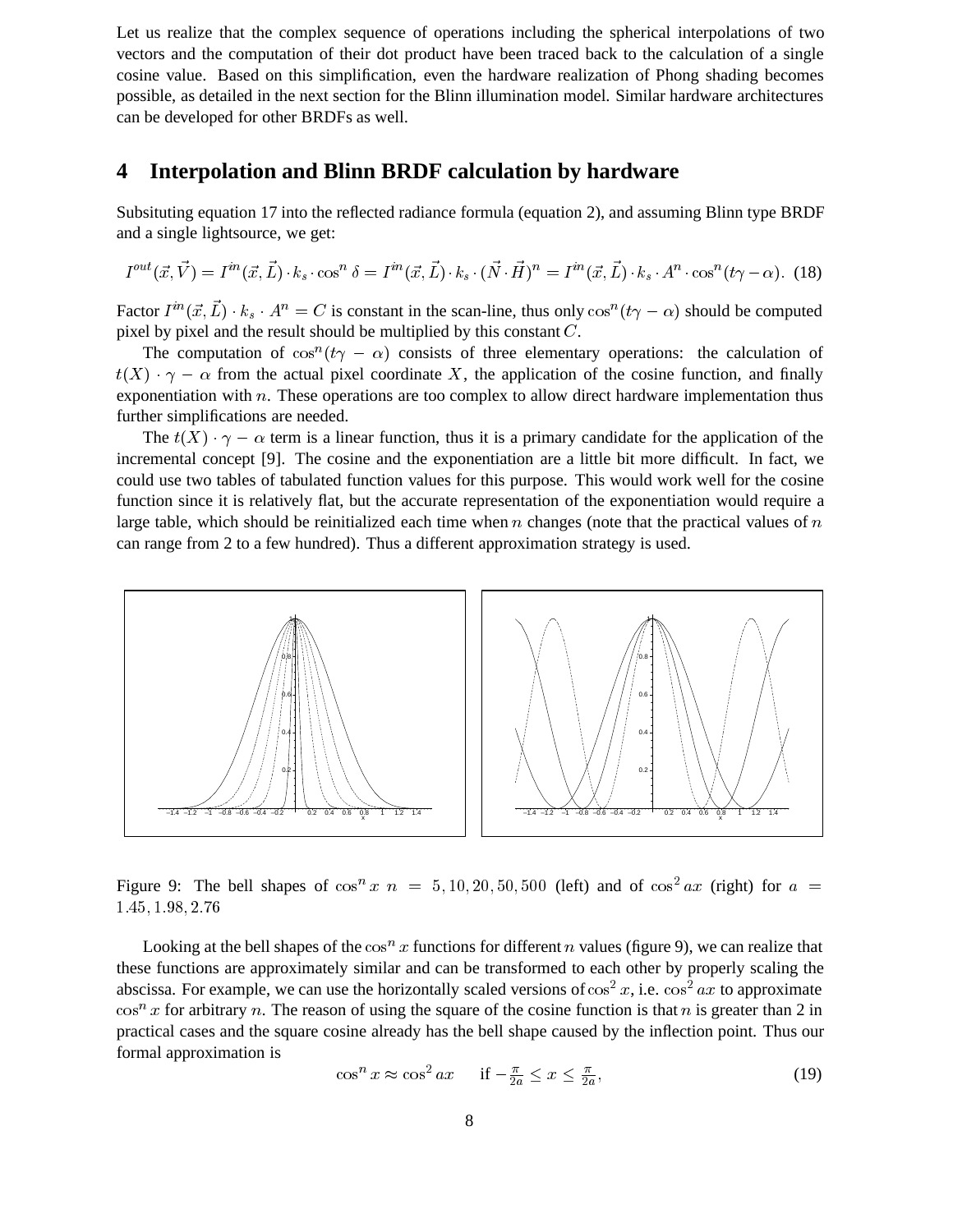Let us realize that the complex sequence of operations including the spherical interpolations of two vectors and the computation of their dot product have been traced back to the calculation of a single cosine value. Based on this simplification, even the hardware realization of Phong shading becomes possible, as detailed in the next section for the Blinn illumination model. Similar hardware architectures can be developed for other BRDFs as well.

## 4 Interpolation and Blinn BRDF calculation by hardware

Subsituting equation 17 into the reflected radiance formula (equation 2), and assuming Blinn type BRDF and a single lightsource, we get:

$$I^{out}(\vec{x}, \vec{V}) = I^{in}(\vec{x}, \vec{L}) \cdot k_s \cdot \cos^n \delta = I^{in}(\vec{x}, \vec{L}) \cdot k_s \cdot (\vec{N} \cdot \vec{H})^n = I^{in}(\vec{x}, \vec{L}) \cdot k_s \cdot A^n \cdot \cos^n(t\gamma - \alpha). \quad (18)$$

Factor $I^{in}(\vec{x}, \vec{L}) \cdot k_s \cdot A^n = C$ is constant in the scan-line, thus only $\cos^n(t\gamma - \alpha)$ should be computed pixel by pixel and the result should be multiplied by this constant $C$.

The computation of $\cos^n(t\gamma - \alpha)$ consists of three elementary operations: the calculation of $t(X) \cdot \gamma - \alpha$ from the actual pixel coordinate $X$, the application of the cosine function, and finally exponentiation with $n$. These operations are too complex to allow direct hardware implementation thus further simplifications are needed.

The $t(X) \cdot \gamma - \alpha$ term is a linear function, thus it is a primary candidate for the application of the incremental concept [9]. The cosine and the exponentiation are a little bit more difficult. In fact, we could use two tables of tabulated function values for this purpose. This would work well for the cosine function since it is relatively flat, but the accurate representation of the exponentiation would require a large table, which should be reinitialized each time when $n$ changes (note that the practical values of $n$ can range from 2 to a few hundred). Thus a different approximation strategy is used.

Figure 9: The bell shapes of $\cos^n x$ $n = 5, 10, 20, 50, 500$ (left) and of $\cos^2 ax$ (right) for $a = 1.45, 1.98, 2.76$

Looking at the bell shapes of the $\cos^n x$ functions for different $n$ values (figure 9), we can realize that these functions are approximately similar and can be transformed to each other by properly scaling the abscissa. For example, we can use the horizontally scaled versions of $\cos^2 x$, i.e. $\cos^2 ax$ to approximate $\cos^n x$ for arbitrary $n$. The reason of using the square of the cosine function is that $n$ is greater than 2 in practical cases and the square cosine already has the bell shape caused by the inflection point. Thus our formal approximation is

$$\cos^n x \approx \cos^2 ax \qquad \text{if } -\frac{\pi}{2a} \leq x \leq \frac{\pi}{2a}, \quad (19)$$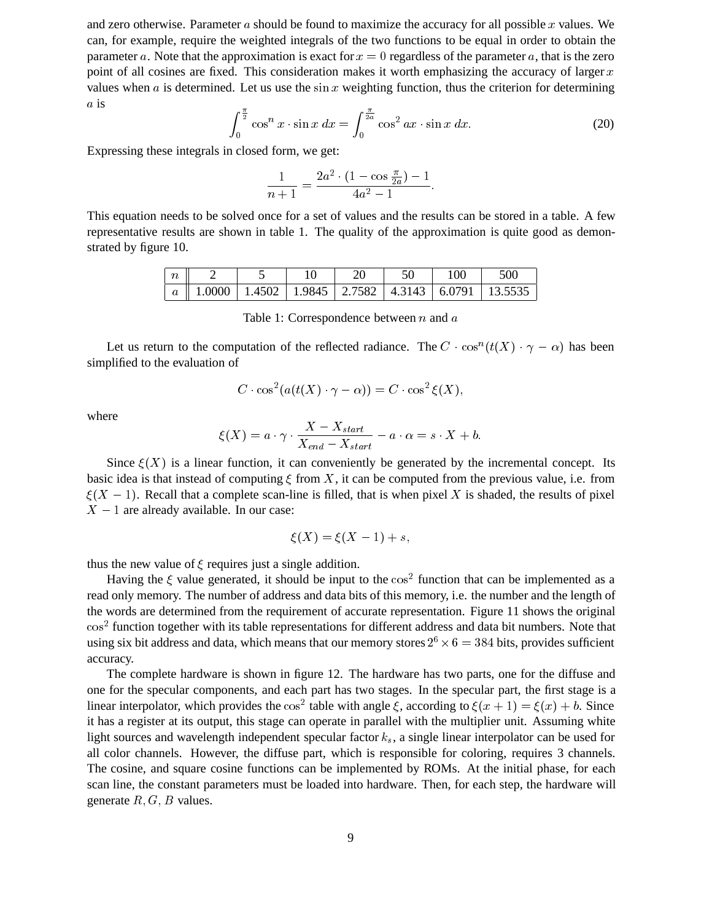and zero otherwise. Parameter $a$ should be found to maximize the accuracy for all possible $x$ values. We can, for example, require the weighted integrals of the two functions to be equal in order to obtain the parameter $a$. Note that the approximation is exact for $x = 0$ regardless of the parameter $a$, that is the zero point of all cosines are fixed. This consideration makes it worth emphasizing the accuracy of larger $x$ values when $a$ is determined. Let us use the $\sin x$ weighting function, thus the criterion for determining $a$ is

$$\int_0^{\frac{\pi}{2}} \cos^n x \cdot \sin x \, dx = \int_0^{\frac{\pi}{2a}} \cos^2 ax \cdot \sin x \, dx. \tag{20}$$

Expressing these integrals in closed form, we get:

$$\frac{1}{n+1} = \frac{2a^2 \cdot (1 - \cos \frac{\pi}{2a}) - 1}{4a^2 - 1}.$$

This equation needs to be solved once for a set of values and the results can be stored in a table. A few representative results are shown in table 1. The quality of the approximation is quite good as demonstrated by figure 10.

| $n$ | 2 | 5 | 10 | 20 | 50 | 100 | 500 |
|---|---|---|---|---|---|---|---|
| $a$ | 1.0000 | 1.4502 | 1.9845 | 2.7582 | 4.3143 | 6.0791 | 13.5535 |

Table 1: Correspondence between $n$ and $a$

Let us return to the computation of the reflected radiance. The $C \cdot \cos^n(t(X) \cdot \gamma - \alpha)$ has been simplified to the evaluation of

$$C \cdot \cos^2(a(t(X) \cdot \gamma - \alpha)) = C \cdot \cos^2 \xi(X),$$

where

$$\xi(X) = a \cdot \gamma \cdot \frac{X - X_{start}}{X_{end} - X_{start}} - a \cdot \alpha = s \cdot X + b.$$

Since $\xi(X)$ is a linear function, it can conveniently be generated by the incremental concept. Its basic idea is that instead of computing $\xi$ from $X$, it can be computed from the previous value, i.e. from $\xi(X - 1)$. Recall that a complete scan-line is filled, that is when pixel $X$ is shaded, the results of pixel $X - 1$ are already available. In our case:

$$\xi(X) = \xi(X - 1) + s,$$

thus the new value of $\xi$ requires just a single addition.

Having the $\xi$ value generated, it should be input to the $\cos^2$ function that can be implemented as a read only memory. The number of address and data bits of this memory, i.e. the number and the length of the words are determined from the requirement of accurate representation. Figure 11 shows the original $\cos^2$ function together with its table representations for different address and data bit numbers. Note that using six bit address and data, which means that our memory stores $2^6 \times 6 = 384$ bits, provides sufficient accuracy.

The complete hardware is shown in figure 12. The hardware has two parts, one for the diffuse and one for the specular components, and each part has two stages. In the specular part, the first stage is a linear interpolator, which provides the $\cos^2$ table with angle $\xi$, according to $\xi(x + 1) = \xi(x) + b$. Since it has a register at its output, this stage can operate in parallel with the multiplier unit. Assuming white light sources and wavelength independent specular factor $k_s$, a single linear interpolator can be used for all color channels. However, the diffuse part, which is responsible for coloring, requires 3 channels. The cosine, and square cosine functions can be implemented by ROMs. At the initial phase, for each scan line, the constant parameters must be loaded into hardware. Then, for each step, the hardware will generate $R, G, B$ values.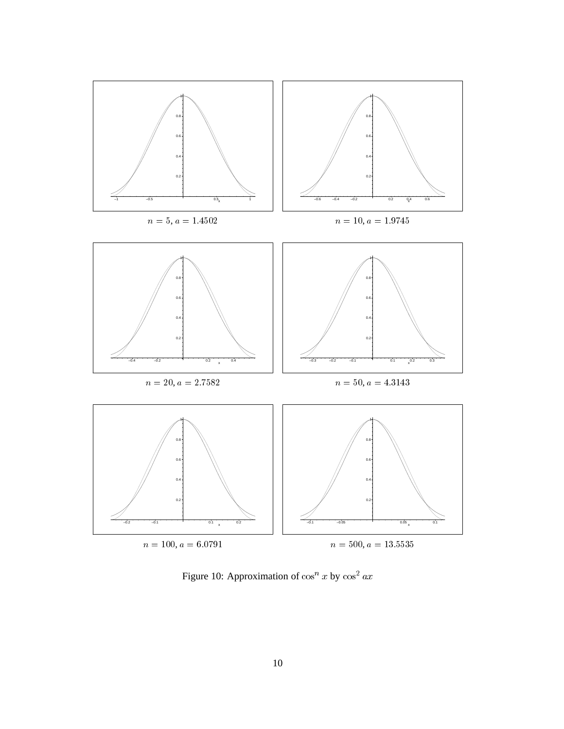$n = 5, a = 1.4502$

$n = 10, a = 1.9745$

$n = 20, a = 2.7582$

$n = 50, a = 4.3143$

$n = 100, a = 6.0791$

$n = 500, a = 13.5535$

Figure 10: Approximation of $\cos^n x$ by $\cos^2 ax$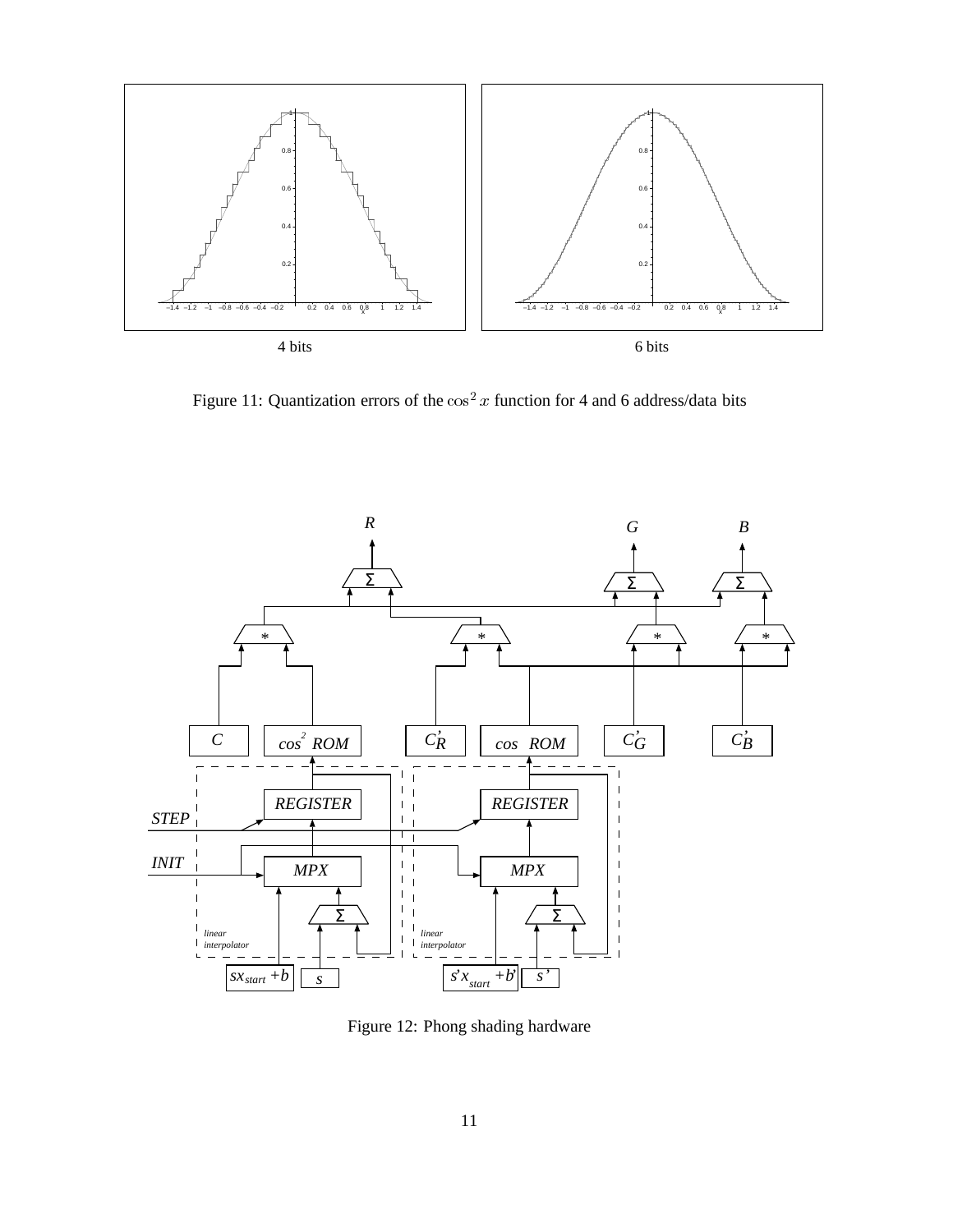4 bits

6 bits

Figure 11: Quantization errors of the $\cos^2 x$ function for 4 and 6 address/data bits

Figure 12: Phong shading hardware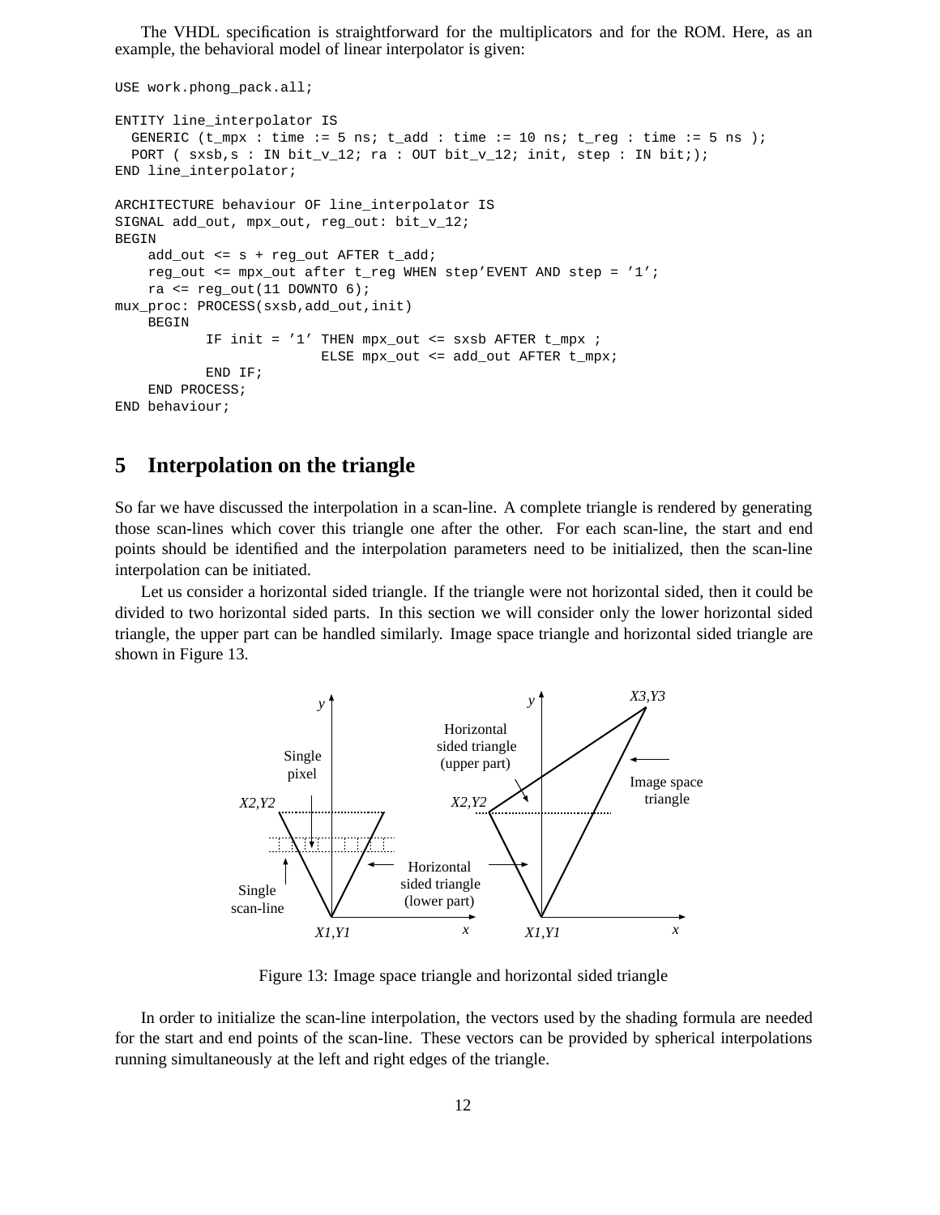The VHDL specification is straightforward for the multiplicators and for the ROM. Here, as an example, the behavioral model of linear interpolator is given:

```
USE work.phong_pack.all;

ENTITY line_interpolator IS
  GENERIC (t_mpx : time := 5 ns; t_add : time := 10 ns; t_reg : time := 5 ns );
  PORT ( sxsb,s : IN bit_v_12; ra : OUT bit_v_12; init, step : IN bit;);
END line_interpolator;

ARCHITECTURE behaviour OF line_interpolator IS
SIGNAL add_out, mpx_out, reg_out: bit_v_12;
BEGIN
    add_out <= s + reg_out AFTER t_add;
    reg_out <= mpx_out after t_reg WHEN step'EVENT AND step = '1';
    ra <= reg_out(11 DOWNTO 6);
mux_proc: PROCESS(sxsb,add_out,init)
    BEGIN
           IF init = '1' THEN mpx_out <= sxsb AFTER t_mpx ;
                         ELSE mpx_out <= add_out AFTER t_mpx;
           END IF;
    END PROCESS;
END behaviour;
```

## 5 Interpolation on the triangle

So far we have discussed the interpolation in a scan-line. A complete triangle is rendered by generating those scan-lines which cover this triangle one after the other. For each scan-line, the start and end points should be identified and the interpolation parameters need to be initialized, then the scan-line interpolation can be initiated.

Let us consider a horizontal sided triangle. If the triangle were not horizontal sided, then it could be divided to two horizontal sided parts. In this section we will consider only the lower horizontal sided triangle, the upper part can be handled similarly. Image space triangle and horizontal sided triangle are shown in Figure 13.

Figure 13: Image space triangle and horizontal sided triangle

In order to initialize the scan-line interpolation, the vectors used by the shading formula are needed for the start and end points of the scan-line. These vectors can be provided by spherical interpolations running simultaneously at the left and right edges of the triangle.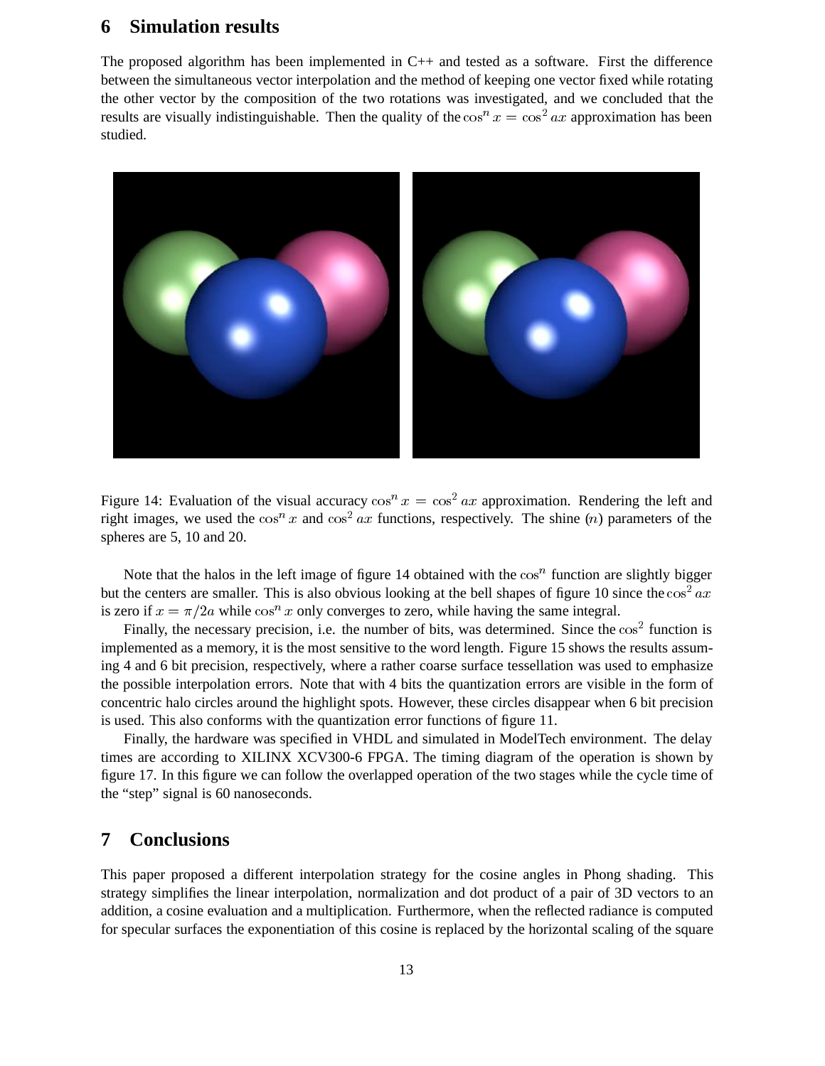## 6 Simulation results

The proposed algorithm has been implemented in C++ and tested as a software. First the difference between the simultaneous vector interpolation and the method of keeping one vector fixed while rotating the other vector by the composition of the two rotations was investigated, and we concluded that the results are visually indistinguishable. Then the quality of the $\cos^n x = \cos^2 ax$ approximation has been studied.

Figure 14: Evaluation of the visual accuracy $\cos^n x = \cos^2 ax$ approximation. Rendering the left and right images, we used the $\cos^n x$ and $\cos^2 ax$ functions, respectively. The shine ($n$) parameters of the spheres are 5, 10 and 20.

Note that the halos in the left image of figure 14 obtained with the $\cos^n$ function are slightly bigger but the centers are smaller. This is also obvious looking at the bell shapes of figure 10 since the $\cos^2 ax$ is zero if $x = \pi/2a$ while $\cos^n x$ only converges to zero, while having the same integral.

Finally, the necessary precision, i.e. the number of bits, was determined. Since the $\cos^2$ function is implemented as a memory, it is the most sensitive to the word length. Figure 15 shows the results assuming 4 and 6 bit precision, respectively, where a rather coarse surface tessellation was used to emphasize the possible interpolation errors. Note that with 4 bits the quantization errors are visible in the form of concentric halo circles around the highlight spots. However, these circles disappear when 6 bit precision is used. This also conforms with the quantization error functions of figure 11.

Finally, the hardware was specified in VHDL and simulated in ModelTech environment. The delay times are according to XILINX XCV300-6 FPGA. The timing diagram of the operation is shown by figure 17. In this figure we can follow the overlapped operation of the two stages while the cycle time of the "step" signal is 60 nanoseconds.

## 7 Conclusions

This paper proposed a different interpolation strategy for the cosine angles in Phong shading. This strategy simplifies the linear interpolation, normalization and dot product of a pair of 3D vectors to an addition, a cosine evaluation and a multiplication. Furthermore, when the reflected radiance is computed for specular surfaces the exponentiation of this cosine is replaced by the horizontal scaling of the square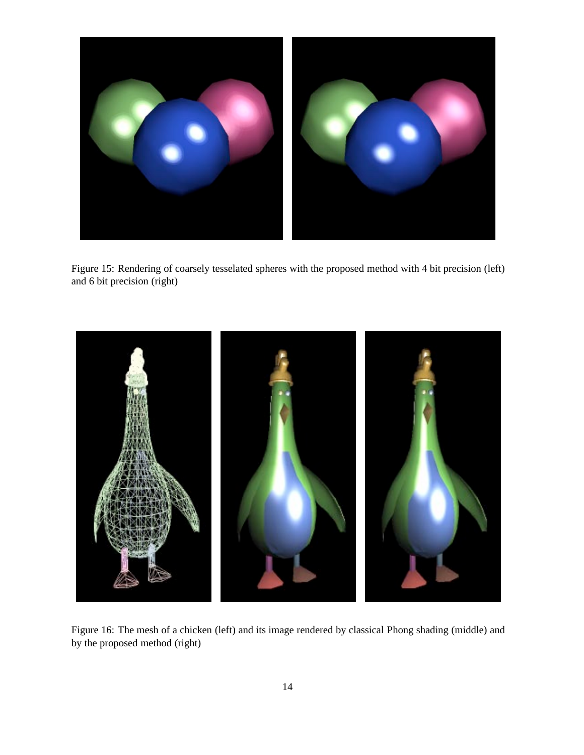Figure 15: Rendering of coarsely tesselated spheres with the proposed method with 4 bit precision (left) and 6 bit precision (right)

Figure 16: The mesh of a chicken (left) and its image rendered by classical Phong shading (middle) and by the proposed method (right)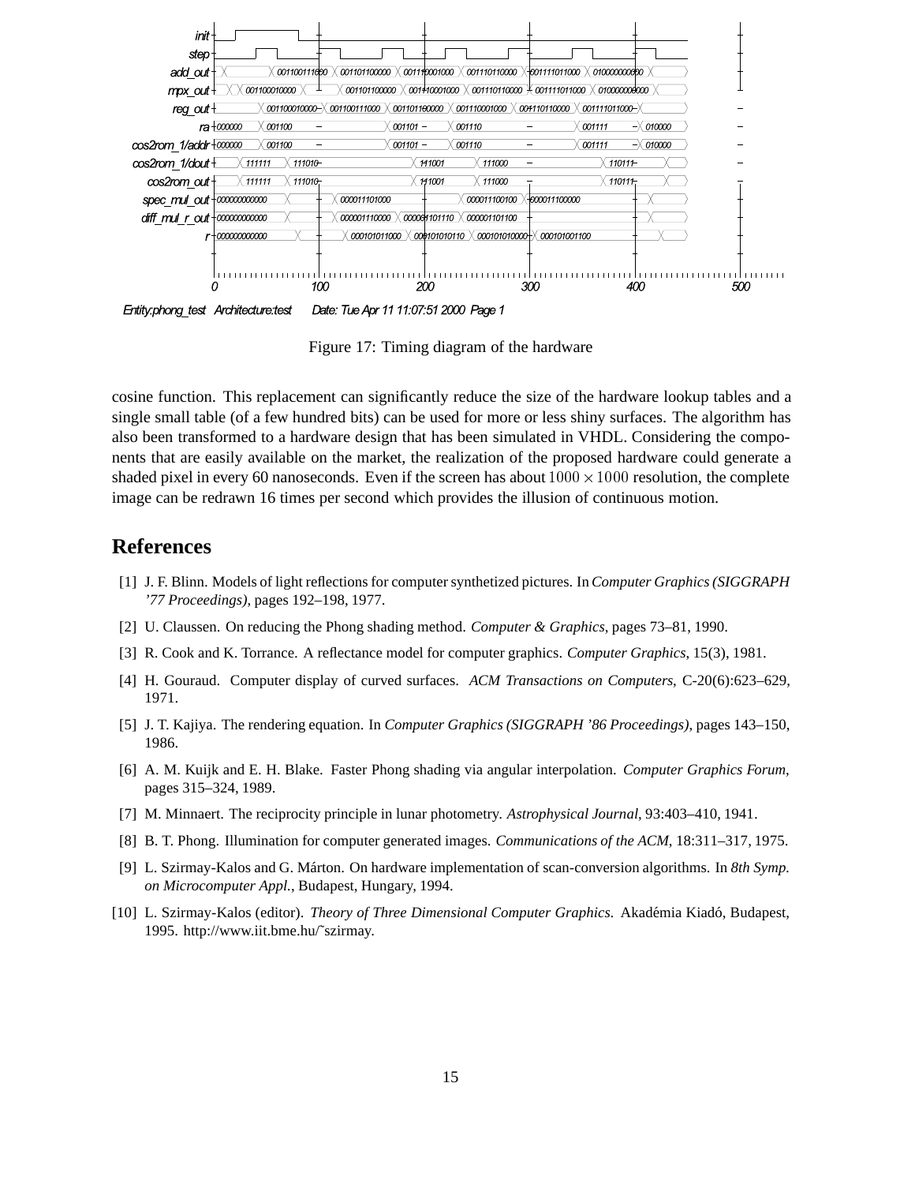init

step

add_out

mpx_out

reg_out

ra

cos2rom_1/addr

cos2rom_1/dout

cos2rom_out

spec_mul_out

diff_mul_r_out

r

0 100 200 300 400 500

Entity:phong_test Architecture:test Date: Tue Apr 11 11:07:51 2000 Page 1

Figure 17: Timing diagram of the hardware

cosine function. This replacement can significantly reduce the size of the hardware lookup tables and a single small table (of a few hundred bits) can be used for more or less shiny surfaces. The algorithm has also been transformed to a hardware design that has been simulated in VHDL. Considering the components that are easily available on the market, the realization of the proposed hardware could generate a shaded pixel in every 60 nanoseconds. Even if the screen has about $1000 \times 1000$ resolution, the complete image can be redrawn 16 times per second which provides the illusion of continuous motion.

## References

[1] J. F. Blinn. Models of light reflections for computer synthetized pictures. In *Computer Graphics (SIGGRAPH '77 Proceedings)*, pages 192–198, 1977.

[2] U. Claussen. On reducing the Phong shading method. *Computer & Graphics*, pages 73–81, 1990.

[3] R. Cook and K. Torrance. A reflectance model for computer graphics. *Computer Graphics*, 15(3), 1981.

[4] H. Gouraud. Computer display of curved surfaces. *ACM Transactions on Computers*, C-20(6):623–629, 1971.

[5] J. T. Kajiya. The rendering equation. In *Computer Graphics (SIGGRAPH '86 Proceedings)*, pages 143–150, 1986.

[6] A. M. Kuijk and E. H. Blake. Faster Phong shading via angular interpolation. *Computer Graphics Forum*, pages 315–324, 1989.

[7] M. Minnaert. The reciprocity principle in lunar photometry. *Astrophysical Journal*, 93:403–410, 1941.

[8] B. T. Phong. Illumination for computer generated images. *Communications of the ACM*, 18:311–317, 1975.

[9] L. Szirmay-Kalos and G. Márton. On hardware implementation of scan-conversion algorithms. In *8th Symp. on Microcomputer Appl.*, Budapest, Hungary, 1994.

[10] L. Szirmay-Kalos (editor). *Theory of Three Dimensional Computer Graphics.* Akadémia Kiadó, Budapest, 1995. http://www.iit.bme.hu/˜szirmay.